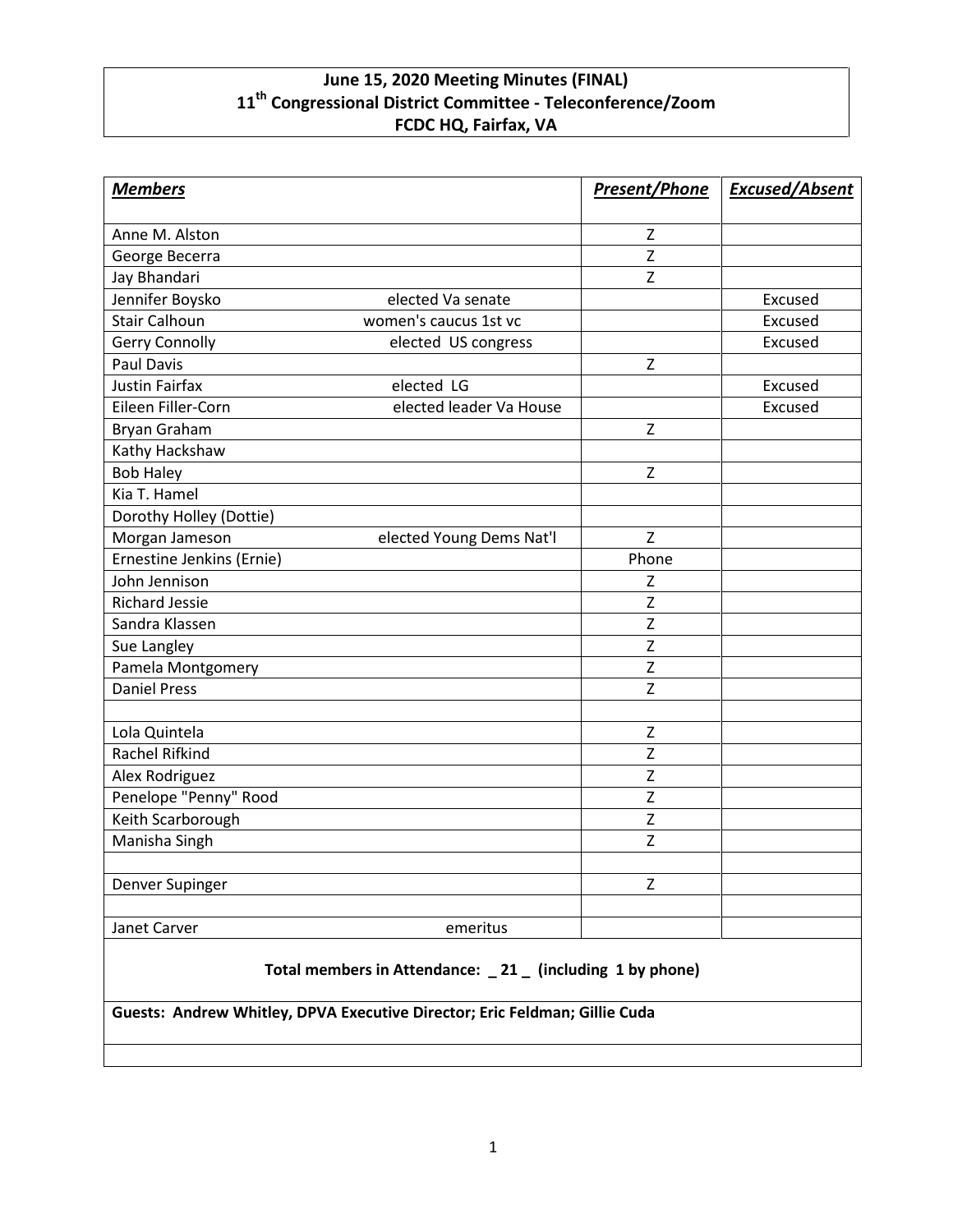**June 15, 2020 Meeting Minutes (FINAL)**
**11th Congressional District Committee - Teleconference/Zoom**
**FCDC HQ, Fairfax, VA**

| ***Members*** | | ***Present/Phone*** | ***Excused/Absent*** |
|---|---|---|---|
| Anne M. Alston | | Z | |
| George Becerra | | Z | |
| Jay Bhandari | | Z | |
| Jennifer Boysko | elected Va senate | | Excused |
| Stair Calhoun | women's caucus 1st vc | | Excused |
| Gerry Connolly | elected US congress | | Excused |
| Paul Davis | | Z | |
| Justin Fairfax | elected LG | | Excused |
| Eileen Filler-Corn | elected leader Va House | | Excused |
| Bryan Graham | | Z | |
| Kathy Hackshaw | | | |
| Bob Haley | | Z | |
| Kia T. Hamel | | | |
| Dorothy Holley (Dottie) | | | |
| Morgan Jameson | elected Young Dems Nat'l | Z | |
| Ernestine Jenkins (Ernie) | | Phone | |
| John Jennison | | Z | |
| Richard Jessie | | Z | |
| Sandra Klassen | | Z | |
| Sue Langley | | Z | |
| Pamela Montgomery | | Z | |
| Daniel Press | | Z | |
| | | | |
| Lola Quintela | | Z | |
| Rachel Rifkind | | Z | |
| Alex Rodriguez | | Z | |
| Penelope "Penny" Rood | | Z | |
| Keith Scarborough | | Z | |
| Manisha Singh | | Z | |
| | | | |
| Denver Supinger | | Z | |
| | | | |
| Janet Carver | emeritus | | |

**Total members in Attendance: _ 21 _ (including 1 by phone)**

**Guests: Andrew Whitley, DPVA Executive Director; Eric Feldman; Gillie Cuda**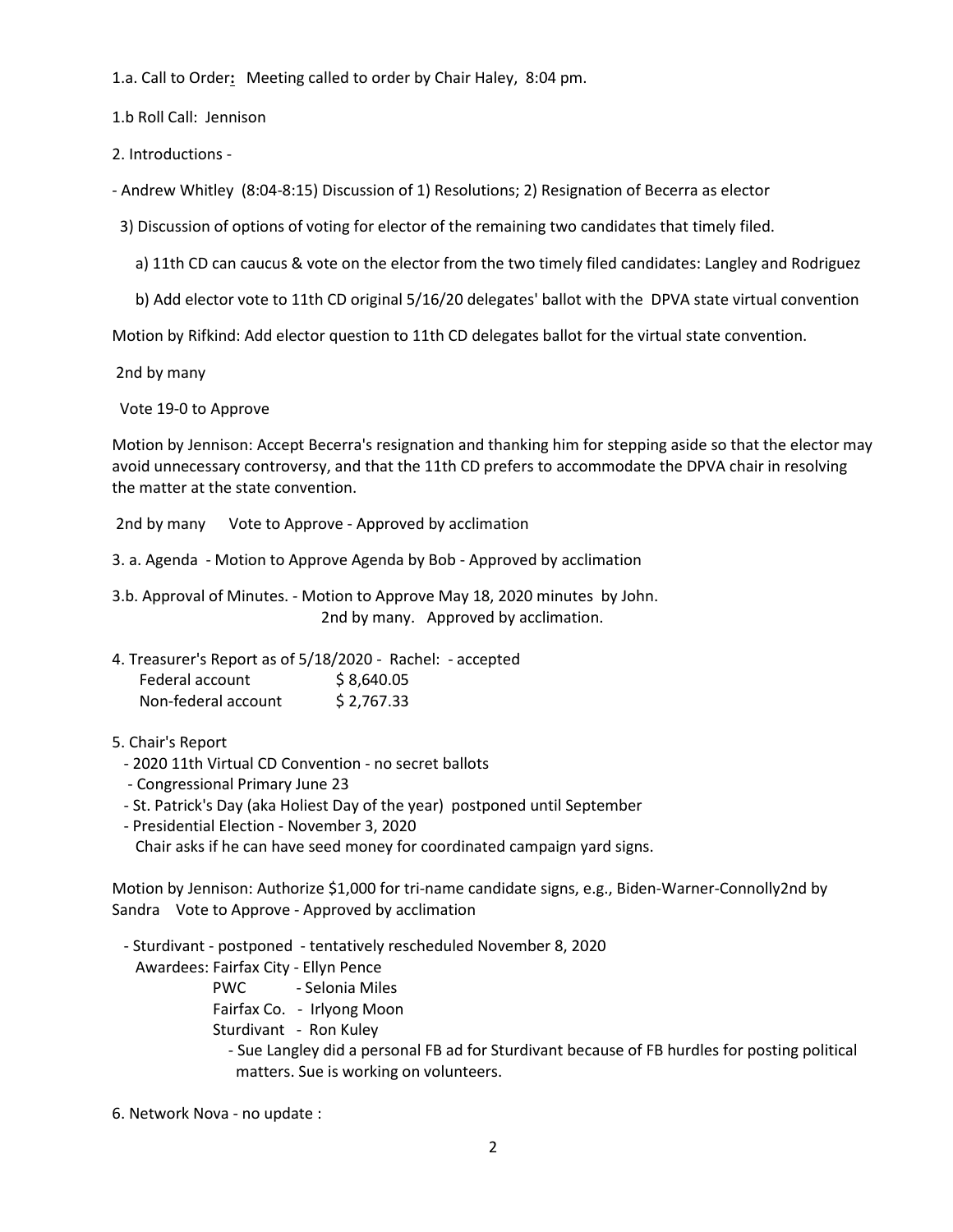1.a. Call to Order**:** Meeting called to order by Chair Haley, 8:04 pm.

1.b Roll Call: Jennison

2. Introductions -

- Andrew Whitley (8:04-8:15) Discussion of 1) Resolutions; 2) Resignation of Becerra as elector

  3) Discussion of options of voting for elector of the remaining two candidates that timely filed.

    a) 11th CD can caucus & vote on the elector from the two timely filed candidates: Langley and Rodriguez

    b) Add elector vote to 11th CD original 5/16/20 delegates' ballot with the DPVA state virtual convention

Motion by Rifkind: Add elector question to 11th CD delegates ballot for the virtual state convention.

2nd by many

Vote 19-0 to Approve

Motion by Jennison: Accept Becerra's resignation and thanking him for stepping aside so that the elector may avoid unnecessary controversy, and that the 11th CD prefers to accommodate the DPVA chair in resolving the matter at the state convention.

2nd by many   Vote to Approve - Approved by acclimation

3. a. Agenda - Motion to Approve Agenda by Bob - Approved by acclimation

3.b. Approval of Minutes. - Motion to Approve May 18, 2020 minutes by John.
2nd by many. Approved by acclimation.

4. Treasurer's Report as of 5/18/2020 - Rachel: - accepted

| | |
|---|---|
| Federal account | $ 8,640.05 |
| Non-federal account | $ 2,767.33 |

5. Chair's Report

- 2020 11th Virtual CD Convention - no secret ballots
- Congressional Primary June 23
- St. Patrick's Day (aka Holiest Day of the year) postponed until September
- Presidential Election - November 3, 2020
  Chair asks if he can have seed money for coordinated campaign yard signs.

Motion by Jennison: Authorize $1,000 for tri-name candidate signs, e.g., Biden-Warner-Connolly2nd by Sandra   Vote to Approve - Approved by acclimation

- Sturdivant - postponed - tentatively rescheduled November 8, 2020
  Awardees: Fairfax City - Ellyn Pence
  PWC - Selonia Miles
  Fairfax Co. - Irlyong Moon
  Sturdivant - Ron Kuley
  - Sue Langley did a personal FB ad for Sturdivant because of FB hurdles for posting political matters. Sue is working on volunteers.

6. Network Nova - no update :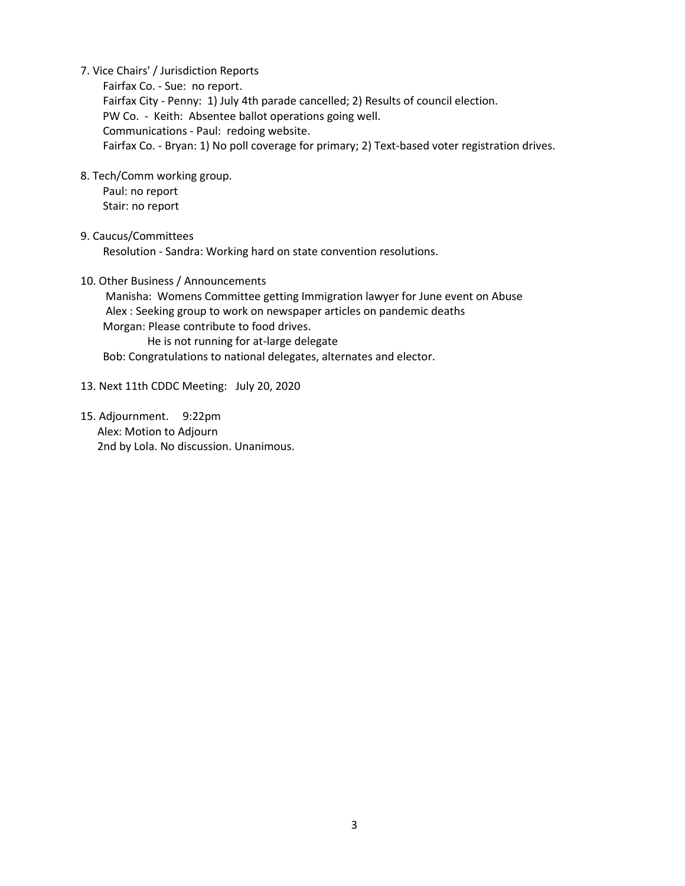7. Vice Chairs' / Jurisdiction Reports

Fairfax Co. - Sue: no report.
Fairfax City - Penny: 1) July 4th parade cancelled; 2) Results of council election.
PW Co. - Keith: Absentee ballot operations going well.
Communications - Paul: redoing website.
Fairfax Co. - Bryan: 1) No poll coverage for primary; 2) Text-based voter registration drives.

8. Tech/Comm working group.

Paul: no report
Stair: no report

9. Caucus/Committees

Resolution - Sandra: Working hard on state convention resolutions.

10. Other Business / Announcements

Manisha: Womens Committee getting Immigration lawyer for June event on Abuse
Alex : Seeking group to work on newspaper articles on pandemic deaths
Morgan: Please contribute to food drives.
He is not running for at-large delegate
Bob: Congratulations to national delegates, alternates and elector.

13. Next 11th CDDC Meeting: July 20, 2020

15. Adjournment. 9:22pm

Alex: Motion to Adjourn
2nd by Lola. No discussion. Unanimous.